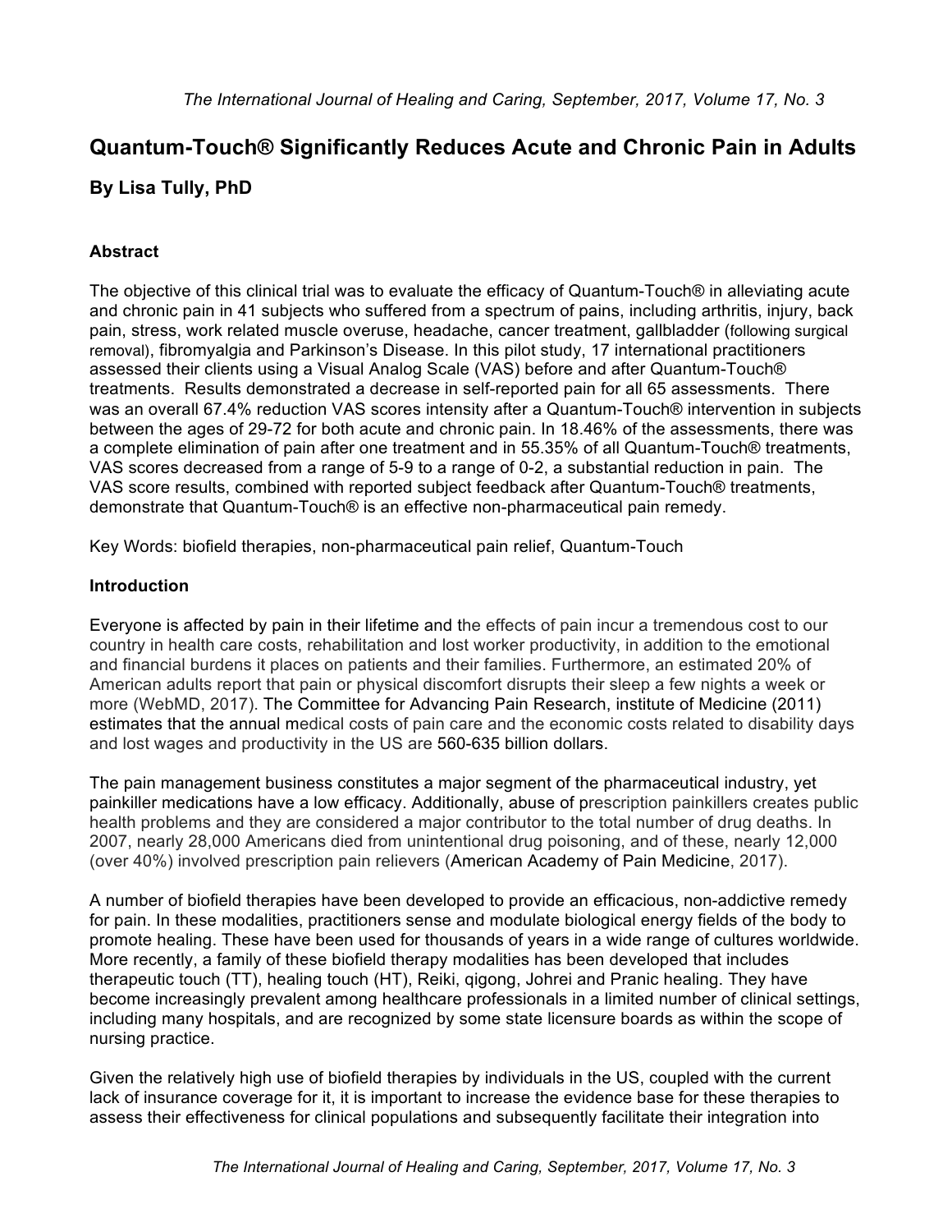# Quantum-Touch® Significantly Reduces Acute and Chronic Pain in Adults

## By Lisa Tully, PhD

### Abstract

The objective of this clinical trial was to evaluate the efficacy of Quantum-Touch® in alleviating acute and chronic pain in 41 subjects who suffered from a spectrum of pains, including arthritis, injury, back pain, stress, work related muscle overuse, headache, cancer treatment, gallbladder (following surgical removal), fibromyalgia and Parkinson's Disease. In this pilot study, 17 international practitioners assessed their clients using a Visual Analog Scale (VAS) before and after Quantum-Touch® treatments. Results demonstrated a decrease in self-reported pain for all 65 assessments. There was an overall 67.4% reduction VAS scores intensity after a Quantum-Touch® intervention in subjects between the ages of 29-72 for both acute and chronic pain. In 18.46% of the assessments, there was a complete elimination of pain after one treatment and in 55.35% of all Quantum-Touch® treatments, VAS scores decreased from a range of 5-9 to a range of 0-2, a substantial reduction in pain. The VAS score results, combined with reported subject feedback after Quantum-Touch® treatments, demonstrate that Quantum-Touch® is an effective non-pharmaceutical pain remedy.

Key Words: biofield therapies, non-pharmaceutical pain relief, Quantum-Touch

### Introduction

Everyone is affected by pain in their lifetime and the effects of pain incur a tremendous cost to our country in health care costs, rehabilitation and lost worker productivity, in addition to the emotional and financial burdens it places on patients and their families. Furthermore, an estimated 20% of American adults report that pain or physical discomfort disrupts their sleep a few nights a week or more (WebMD, 2017). The Committee for Advancing Pain Research, institute of Medicine (2011) estimates that the annual medical costs of pain care and the economic costs related to disability days and lost wages and productivity in the US are 560-635 billion dollars.

The pain management business constitutes a major segment of the pharmaceutical industry, yet painkiller medications have a low efficacy. Additionally, abuse of prescription painkillers creates public health problems and they are considered a major contributor to the total number of drug deaths. In 2007, nearly 28,000 Americans died from unintentional drug poisoning, and of these, nearly 12,000 (over 40%) involved prescription pain relievers (American Academy of Pain Medicine, 2017).

A number of biofield therapies have been developed to provide an efficacious, non-addictive remedy for pain. In these modalities, practitioners sense and modulate biological energy fields of the body to promote healing. These have been used for thousands of years in a wide range of cultures worldwide. More recently, a family of these biofield therapy modalities has been developed that includes therapeutic touch (TT), healing touch (HT), Reiki, qigong, Johrei and Pranic healing. They have become increasingly prevalent among healthcare professionals in a limited number of clinical settings, including many hospitals, and are recognized by some state licensure boards as within the scope of nursing practice.

Given the relatively high use of biofield therapies by individuals in the US, coupled with the current lack of insurance coverage for it, it is important to increase the evidence base for these therapies to assess their effectiveness for clinical populations and subsequently facilitate their integration into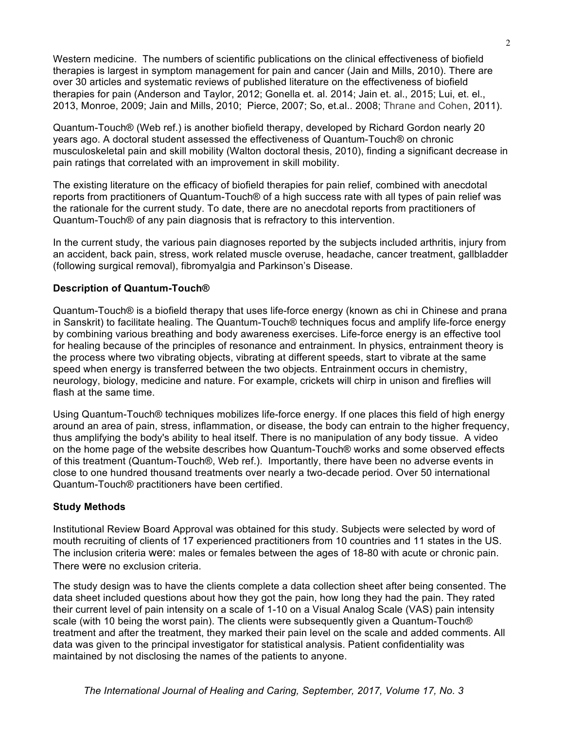Western medicine. The numbers of scientific publications on the clinical effectiveness of biofield therapies is largest in symptom management for pain and cancer (Jain and Mills, 2010). There are over 30 articles and systematic reviews of published literature on the effectiveness of biofield therapies for pain (Anderson and Taylor, 2012; Gonella et. al. 2014; Jain et. al., 2015; Lui, et. el., 2013, Monroe, 2009; Jain and Mills, 2010; Pierce, 2007; So, et.al.. 2008; Thrane and Cohen, 2011).

Quantum-Touch® (Web ref.) is another biofield therapy, developed by Richard Gordon nearly 20 years ago. A doctoral student assessed the effectiveness of Quantum-Touch® on chronic musculoskeletal pain and skill mobility (Walton doctoral thesis, 2010), finding a significant decrease in pain ratings that correlated with an improvement in skill mobility.

The existing literature on the efficacy of biofield therapies for pain relief, combined with anecdotal reports from practitioners of Quantum-Touch® of a high success rate with all types of pain relief was the rationale for the current study. To date, there are no anecdotal reports from practitioners of Quantum-Touch® of any pain diagnosis that is refractory to this intervention.

In the current study, the various pain diagnoses reported by the subjects included arthritis, injury from an accident, back pain, stress, work related muscle overuse, headache, cancer treatment, gallbladder (following surgical removal), fibromyalgia and Parkinson's Disease.

**Description of Quantum-Touch®**

Quantum-Touch® is a biofield therapy that uses life-force energy (known as chi in Chinese and prana in Sanskrit) to facilitate healing. The Quantum-Touch® techniques focus and amplify life-force energy by combining various breathing and body awareness exercises. Life-force energy is an effective tool for healing because of the principles of resonance and entrainment. In physics, entrainment theory is the process where two vibrating objects, vibrating at different speeds, start to vibrate at the same speed when energy is transferred between the two objects. Entrainment occurs in chemistry, neurology, biology, medicine and nature. For example, crickets will chirp in unison and fireflies will flash at the same time.

Using Quantum-Touch® techniques mobilizes life-force energy. If one places this field of high energy around an area of pain, stress, inflammation, or disease, the body can entrain to the higher frequency, thus amplifying the body's ability to heal itself. There is no manipulation of any body tissue. A video on the home page of the website describes how Quantum-Touch® works and some observed effects of this treatment (Quantum-Touch®, Web ref.). Importantly, there have been no adverse events in close to one hundred thousand treatments over nearly a two-decade period. Over 50 international Quantum-Touch® practitioners have been certified.

**Study Methods**

Institutional Review Board Approval was obtained for this study. Subjects were selected by word of mouth recruiting of clients of 17 experienced practitioners from 10 countries and 11 states in the US. The inclusion criteria were: males or females between the ages of 18-80 with acute or chronic pain. There were no exclusion criteria.

The study design was to have the clients complete a data collection sheet after being consented. The data sheet included questions about how they got the pain, how long they had the pain. They rated their current level of pain intensity on a scale of 1-10 on a Visual Analog Scale (VAS) pain intensity scale (with 10 being the worst pain). The clients were subsequently given a Quantum-Touch® treatment and after the treatment, they marked their pain level on the scale and added comments. All data was given to the principal investigator for statistical analysis. Patient confidentiality was maintained by not disclosing the names of the patients to anyone.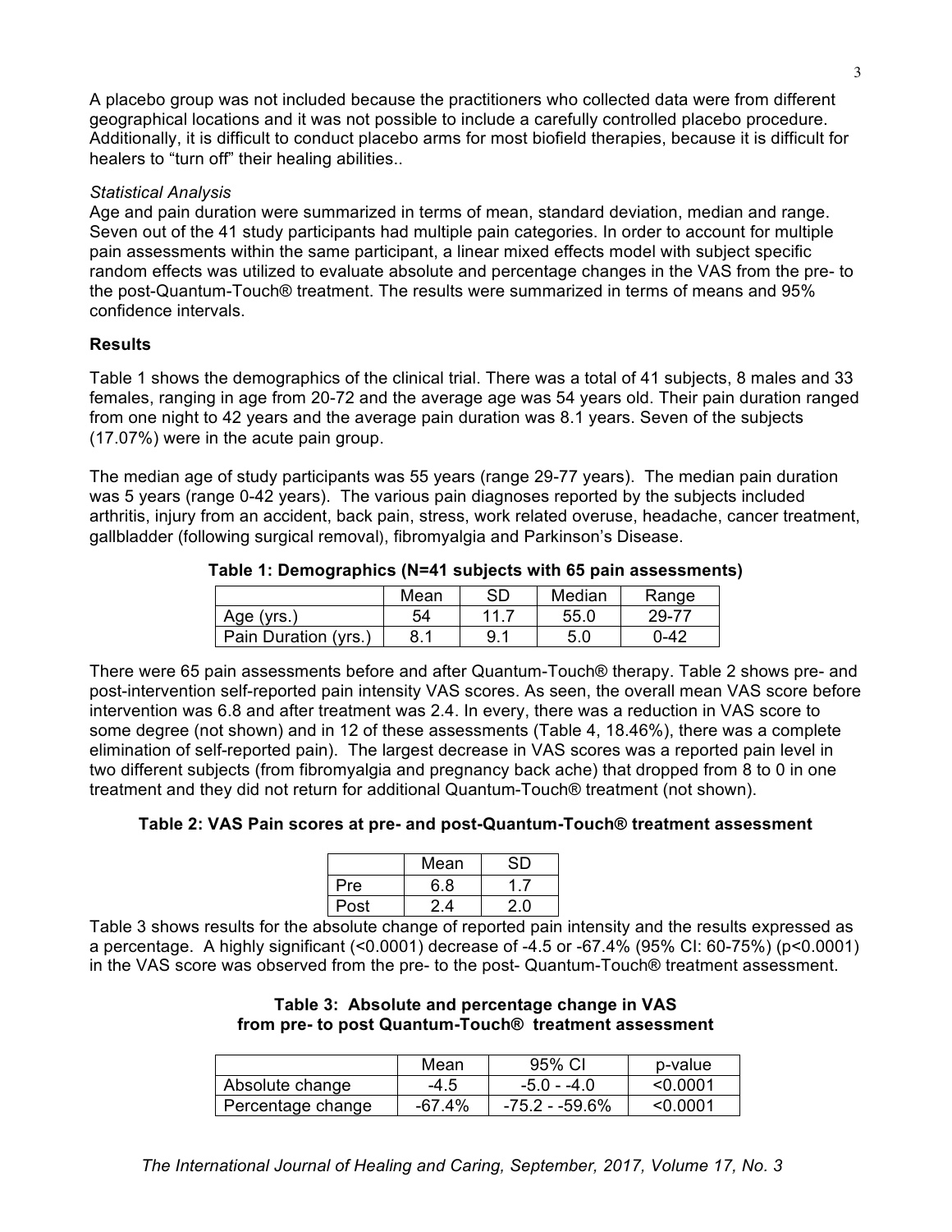A placebo group was not included because the practitioners who collected data were from different geographical locations and it was not possible to include a carefully controlled placebo procedure. Additionally, it is difficult to conduct placebo arms for most biofield therapies, because it is difficult for healers to "turn off" their healing abilities..

*Statistical Analysis*

Age and pain duration were summarized in terms of mean, standard deviation, median and range. Seven out of the 41 study participants had multiple pain categories. In order to account for multiple pain assessments within the same participant, a linear mixed effects model with subject specific random effects was utilized to evaluate absolute and percentage changes in the VAS from the pre- to the post-Quantum-Touch® treatment. The results were summarized in terms of means and 95% confidence intervals.

**Results**

Table 1 shows the demographics of the clinical trial. There was a total of 41 subjects, 8 males and 33 females, ranging in age from 20-72 and the average age was 54 years old. Their pain duration ranged from one night to 42 years and the average pain duration was 8.1 years. Seven of the subjects (17.07%) were in the acute pain group.

The median age of study participants was 55 years (range 29-77 years). The median pain duration was 5 years (range 0-42 years). The various pain diagnoses reported by the subjects included arthritis, injury from an accident, back pain, stress, work related overuse, headache, cancer treatment, gallbladder (following surgical removal), fibromyalgia and Parkinson's Disease.

**Table 1: Demographics (N=41 subjects with 65 pain assessments)**

| | Mean | SD | Median | Range |
|---|---|---|---|---|
| Age (yrs.) | 54 | 11.7 | 55.0 | 29-77 |
| Pain Duration (yrs.) | 8.1 | 9.1 | 5.0 | 0-42 |

There were 65 pain assessments before and after Quantum-Touch® therapy. Table 2 shows pre- and post-intervention self-reported pain intensity VAS scores. As seen, the overall mean VAS score before intervention was 6.8 and after treatment was 2.4. In every, there was a reduction in VAS score to some degree (not shown) and in 12 of these assessments (Table 4, 18.46%), there was a complete elimination of self-reported pain). The largest decrease in VAS scores was a reported pain level in two different subjects (from fibromyalgia and pregnancy back ache) that dropped from 8 to 0 in one treatment and they did not return for additional Quantum-Touch® treatment (not shown).

**Table 2: VAS Pain scores at pre- and post-Quantum-Touch® treatment assessment**

| | Mean | SD |
|---|---|---|
| Pre | 6.8 | 1.7 |
| Post | 2.4 | 2.0 |

Table 3 shows results for the absolute change of reported pain intensity and the results expressed as a percentage. A highly significant (<0.0001) decrease of -4.5 or -67.4% (95% CI: 60-75%) ($p<0.0001$) in the VAS score was observed from the pre- to the post- Quantum-Touch® treatment assessment.

**Table 3: Absolute and percentage change in VAS from pre- to post Quantum-Touch® treatment assessment**

| | Mean | 95% CI | p-value |
|---|---|---|---|
| Absolute change | -4.5 | -5.0 - -4.0 | <0.0001 |
| Percentage change | -67.4% | -75.2 - -59.6% | <0.0001 |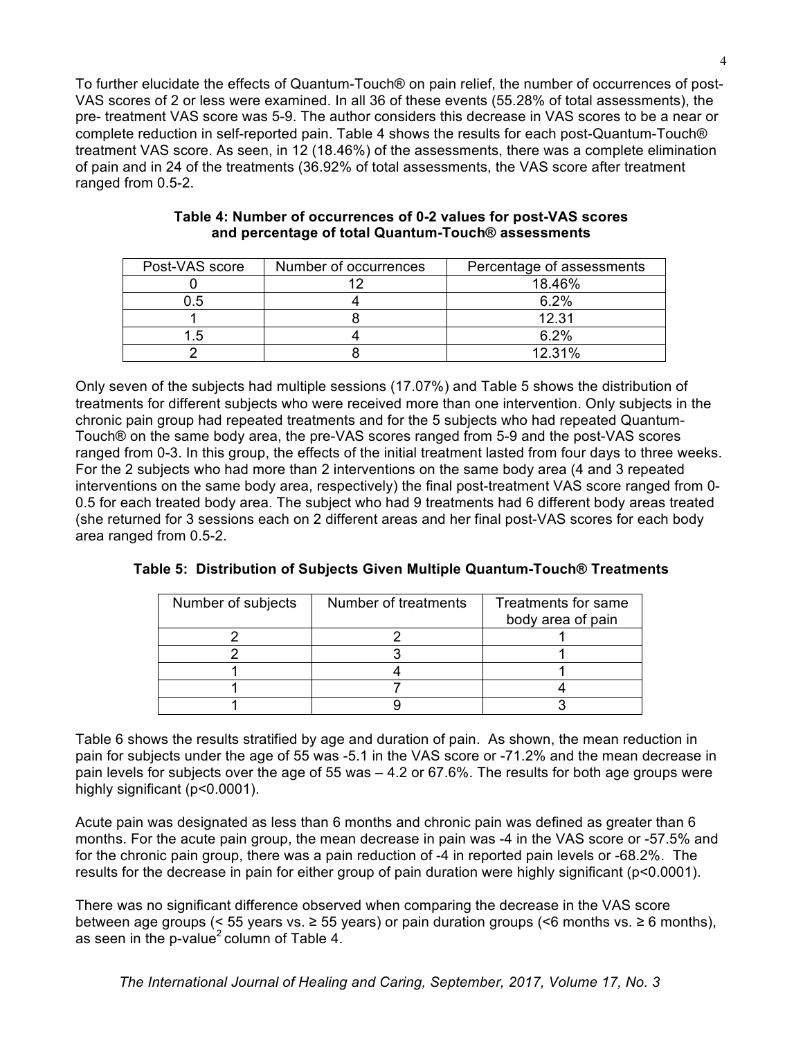To further elucidate the effects of Quantum-Touch® on pain relief, the number of occurrences of post-VAS scores of 2 or less were examined. In all 36 of these events (55.28% of total assessments), the pre- treatment VAS score was 5-9. The author considers this decrease in VAS scores to be a near or complete reduction in self-reported pain. Table 4 shows the results for each post-Quantum-Touch® treatment VAS score. As seen, in 12 (18.46%) of the assessments, there was a complete elimination of pain and in 24 of the treatments (36.92% of total assessments, the VAS score after treatment ranged from 0.5-2.

**Table 4: Number of occurrences of 0-2 values for post-VAS scores and percentage of total Quantum-Touch® assessments**

| Post-VAS score | Number of occurrences | Percentage of assessments |
|---|---|---|
| 0 | 12 | 18.46% |
| 0.5 | 4 | 6.2% |
| 1 | 8 | 12.31 |
| 1.5 | 4 | 6.2% |
| 2 | 8 | 12.31% |

Only seven of the subjects had multiple sessions (17.07%) and Table 5 shows the distribution of treatments for different subjects who were received more than one intervention. Only subjects in the chronic pain group had repeated treatments and for the 5 subjects who had repeated Quantum-Touch® on the same body area, the pre-VAS scores ranged from 5-9 and the post-VAS scores ranged from 0-3. In this group, the effects of the initial treatment lasted from four days to three weeks. For the 2 subjects who had more than 2 interventions on the same body area (4 and 3 repeated interventions on the same body area, respectively) the final post-treatment VAS score ranged from 0-0.5 for each treated body area. The subject who had 9 treatments had 6 different body areas treated (she returned for 3 sessions each on 2 different areas and her final post-VAS scores for each body area ranged from 0.5-2.

**Table 5: Distribution of Subjects Given Multiple Quantum-Touch® Treatments**

| Number of subjects | Number of treatments | Treatments for same body area of pain |
|---|---|---|
| 2 | 2 | 1 |
| 2 | 3 | 1 |
| 1 | 4 | 1 |
| 1 | 7 | 4 |
| 1 | 9 | 3 |

Table 6 shows the results stratified by age and duration of pain. As shown, the mean reduction in pain for subjects under the age of 55 was -5.1 in the VAS score or -71.2% and the mean decrease in pain levels for subjects over the age of 55 was – 4.2 or 67.6%. The results for both age groups were highly significant ($p<0.0001$).

Acute pain was designated as less than 6 months and chronic pain was defined as greater than 6 months. For the acute pain group, the mean decrease in pain was -4 in the VAS score or -57.5% and for the chronic pain group, there was a pain reduction of -4 in reported pain levels or -68.2%. The results for the decrease in pain for either group of pain duration were highly significant ($p<0.0001$).

There was no significant difference observed when comparing the decrease in the VAS score between age groups (< 55 years vs. ≥ 55 years) or pain duration groups (<6 months vs. ≥ 6 months), as seen in the p-value[2] column of Table 4.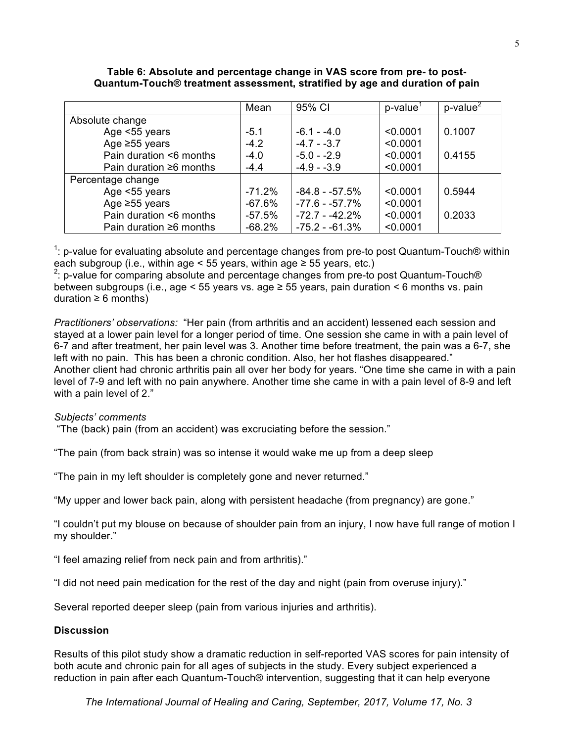**Table 6: Absolute and percentage change in VAS score from pre- to post-Quantum-Touch® treatment assessment, stratified by age and duration of pain**

| | Mean | 95% CI | p-value[1] | p-value[2] |
|---|---|---|---|---|
| Absolute change | | | | |
| Age <55 years | -5.1 | -6.1 - -4.0 | <0.0001 | 0.1007 |
| Age ≥55 years | -4.2 | -4.7 - -3.7 | <0.0001 | |
| Pain duration <6 months | -4.0 | -5.0 - -2.9 | <0.0001 | 0.4155 |
| Pain duration ≥6 months | -4.4 | -4.9 - -3.9 | <0.0001 | |
| Percentage change | | | | |
| Age <55 years | -71.2% | -84.8 - -57.5% | <0.0001 | 0.5944 |
| Age ≥55 years | -67.6% | -77.6 - -57.7% | <0.0001 | |
| Pain duration <6 months | -57.5% | -72.7 - -42.2% | <0.0001 | 0.2033 |
| Pain duration ≥6 months | -68.2% | -75.2 - -61.3% | <0.0001 | |

[1]: p-value for evaluating absolute and percentage changes from pre-to post Quantum-Touch® within each subgroup (i.e., within age < 55 years, within age ≥ 55 years, etc.)
[2]: p-value for comparing absolute and percentage changes from pre-to post Quantum-Touch® between subgroups (i.e., age < 55 years vs. age ≥ 55 years, pain duration < 6 months vs. pain duration ≥ 6 months)

*Practitioners' observations:* "Her pain (from arthritis and an accident) lessened each session and stayed at a lower pain level for a longer period of time. One session she came in with a pain level of 6-7 and after treatment, her pain level was 3. Another time before treatment, the pain was a 6-7, she left with no pain. This has been a chronic condition. Also, her hot flashes disappeared."
Another client had chronic arthritis pain all over her body for years. "One time she came in with a pain level of 7-9 and left with no pain anywhere. Another time she came in with a pain level of 8-9 and left with a pain level of 2."

*Subjects' comments*

"The (back) pain (from an accident) was excruciating before the session."

"The pain (from back strain) was so intense it would wake me up from a deep sleep

"The pain in my left shoulder is completely gone and never returned."

"My upper and lower back pain, along with persistent headache (from pregnancy) are gone."

"I couldn't put my blouse on because of shoulder pain from an injury, I now have full range of motion I my shoulder."

"I feel amazing relief from neck pain and from arthritis)."

"I did not need pain medication for the rest of the day and night (pain from overuse injury)."

Several reported deeper sleep (pain from various injuries and arthritis).

## Discussion

Results of this pilot study show a dramatic reduction in self-reported VAS scores for pain intensity of both acute and chronic pain for all ages of subjects in the study. Every subject experienced a reduction in pain after each Quantum-Touch® intervention, suggesting that it can help everyone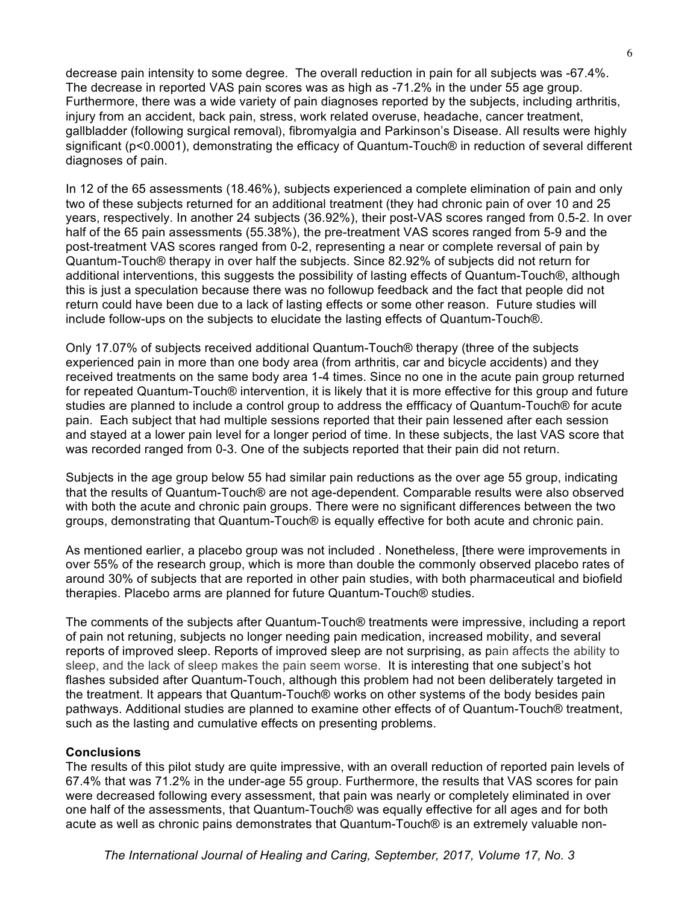decrease pain intensity to some degree. The overall reduction in pain for all subjects was -67.4%. The decrease in reported VAS pain scores was as high as -71.2% in the under 55 age group. Furthermore, there was a wide variety of pain diagnoses reported by the subjects, including arthritis, injury from an accident, back pain, stress, work related overuse, headache, cancer treatment, gallbladder (following surgical removal), fibromyalgia and Parkinson's Disease. All results were highly significant ($p<0.0001$), demonstrating the efficacy of Quantum-Touch® in reduction of several different diagnoses of pain.

In 12 of the 65 assessments (18.46%), subjects experienced a complete elimination of pain and only two of these subjects returned for an additional treatment (they had chronic pain of over 10 and 25 years, respectively. In another 24 subjects (36.92%), their post-VAS scores ranged from 0.5-2. In over half of the 65 pain assessments (55.38%), the pre-treatment VAS scores ranged from 5-9 and the post-treatment VAS scores ranged from 0-2, representing a near or complete reversal of pain by Quantum-Touch® therapy in over half the subjects. Since 82.92% of subjects did not return for additional interventions, this suggests the possibility of lasting effects of Quantum-Touch®, although this is just a speculation because there was no followup feedback and the fact that people did not return could have been due to a lack of lasting effects or some other reason. Future studies will include follow-ups on the subjects to elucidate the lasting effects of Quantum-Touch®.

Only 17.07% of subjects received additional Quantum-Touch® therapy (three of the subjects experienced pain in more than one body area (from arthritis, car and bicycle accidents) and they received treatments on the same body area 1-4 times. Since no one in the acute pain group returned for repeated Quantum-Touch® intervention, it is likely that it is more effective for this group and future studies are planned to include a control group to address the effficacy of Quantum-Touch® for acute pain. Each subject that had multiple sessions reported that their pain lessened after each session and stayed at a lower pain level for a longer period of time. In these subjects, the last VAS score that was recorded ranged from 0-3. One of the subjects reported that their pain did not return.

Subjects in the age group below 55 had similar pain reductions as the over age 55 group, indicating that the results of Quantum-Touch® are not age-dependent. Comparable results were also observed with both the acute and chronic pain groups. There were no significant differences between the two groups, demonstrating that Quantum-Touch® is equally effective for both acute and chronic pain.

As mentioned earlier, a placebo group was not included . Nonetheless, [there were improvements in over 55% of the research group, which is more than double the commonly observed placebo rates of around 30% of subjects that are reported in other pain studies, with both pharmaceutical and biofield therapies. Placebo arms are planned for future Quantum-Touch® studies.

The comments of the subjects after Quantum-Touch® treatments were impressive, including a report of pain not retuning, subjects no longer needing pain medication, increased mobility, and several reports of improved sleep. Reports of improved sleep are not surprising, as pain affects the ability to sleep, and the lack of sleep makes the pain seem worse. It is interesting that one subject's hot flashes subsided after Quantum-Touch, although this problem had not been deliberately targeted in the treatment. It appears that Quantum-Touch® works on other systems of the body besides pain pathways. Additional studies are planned to examine other effects of of Quantum-Touch® treatment, such as the lasting and cumulative effects on presenting problems.

**Conclusions**

The results of this pilot study are quite impressive, with an overall reduction of reported pain levels of 67.4% that was 71.2% in the under-age 55 group. Furthermore, the results that VAS scores for pain were decreased following every assessment, that pain was nearly or completely eliminated in over one half of the assessments, that Quantum-Touch® was equally effective for all ages and for both acute as well as chronic pains demonstrates that Quantum-Touch® is an extremely valuable non-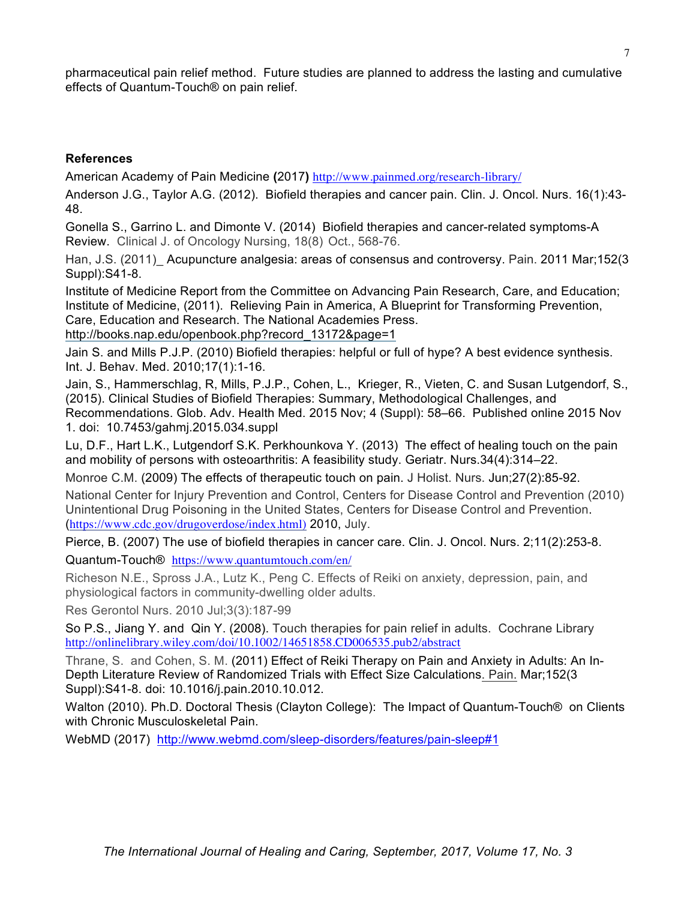pharmaceutical pain relief method. Future studies are planned to address the lasting and cumulative effects of Quantum-Touch® on pain relief.

## References

American Academy of Pain Medicine **(**2017**)** http://www.painmed.org/research-library/

Anderson J.G., Taylor A.G. (2012). Biofield therapies and cancer pain. Clin. J. Oncol. Nurs. 16(1):43-48.

Gonella S., Garrino L. and Dimonte V. (2014) Biofield therapies and cancer-related symptoms-A Review. Clinical J. of Oncology Nursing, 18(8) Oct., 568-76.

Han, J.S. (2011)_ Acupuncture analgesia: areas of consensus and controversy. Pain. 2011 Mar;152(3 Suppl):S41-8.

Institute of Medicine Report from the Committee on Advancing Pain Research, Care, and Education; Institute of Medicine, (2011). Relieving Pain in America, A Blueprint for Transforming Prevention, Care, Education and Research. The National Academies Press. http://books.nap.edu/openbook.php?record_13172&page=1

Jain S. and Mills P.J.P. (2010) Biofield therapies: helpful or full of hype? A best evidence synthesis. Int. J. Behav. Med. 2010;17(1):1-16.

Jain, S., Hammerschlag, R, Mills, P.J.P., Cohen, L., Krieger, R., Vieten, C. and Susan Lutgendorf, S., (2015). Clinical Studies of Biofield Therapies: Summary, Methodological Challenges, and Recommendations. Glob. Adv. Health Med. 2015 Nov; 4 (Suppl): 58–66. Published online 2015 Nov 1. doi: 10.7453/gahmj.2015.034.suppl

Lu, D.F., Hart L.K., Lutgendorf S.K. Perkhounkova Y. (2013) The effect of healing touch on the pain and mobility of persons with osteoarthritis: A feasibility study. Geriatr. Nurs.34(4):314–22.

Monroe C.M. (2009) The effects of therapeutic touch on pain. J Holist. Nurs. Jun;27(2):85-92.

National Center for Injury Prevention and Control, Centers for Disease Control and Prevention (2010) Unintentional Drug Poisoning in the United States, Centers for Disease Control and Prevention. (https://www.cdc.gov/drugoverdose/index.html) 2010, July.

Pierce, B. (2007) The use of biofield therapies in cancer care. Clin. J. Oncol. Nurs. 2;11(2):253-8.

Quantum-Touch® https://www.quantumtouch.com/en/

Richeson N.E., Spross J.A., Lutz K., Peng C. Effects of Reiki on anxiety, depression, pain, and physiological factors in community-dwelling older adults.

Res Gerontol Nurs. 2010 Jul;3(3):187-99

So P.S., Jiang Y. and Qin Y. (2008). Touch therapies for pain relief in adults. Cochrane Library http://onlinelibrary.wiley.com/doi/10.1002/14651858.CD006535.pub2/abstract

Thrane, S. and Cohen, S. M. (2011) Effect of Reiki Therapy on Pain and Anxiety in Adults: An In-Depth Literature Review of Randomized Trials with Effect Size Calculations. Pain. Mar;152(3 Suppl):S41-8. doi: 10.1016/j.pain.2010.10.012.

Walton (2010). Ph.D. Doctoral Thesis (Clayton College): The Impact of Quantum-Touch® on Clients with Chronic Musculoskeletal Pain.

WebMD (2017) http://www.webmd.com/sleep-disorders/features/pain-sleep#1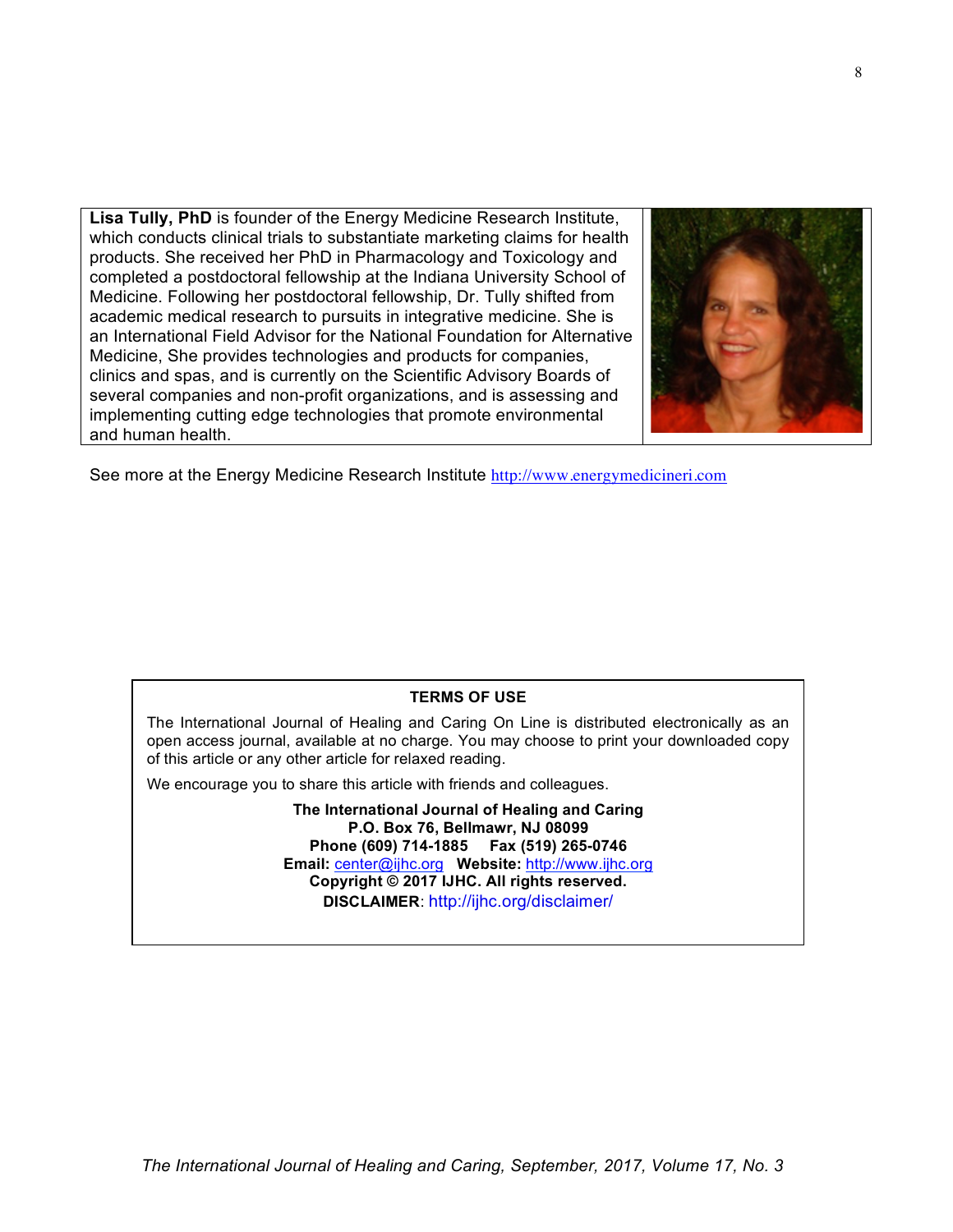**Lisa Tully, PhD** is founder of the Energy Medicine Research Institute, which conducts clinical trials to substantiate marketing claims for health products. She received her PhD in Pharmacology and Toxicology and completed a postdoctoral fellowship at the Indiana University School of Medicine. Following her postdoctoral fellowship, Dr. Tully shifted from academic medical research to pursuits in integrative medicine. She is an International Field Advisor for the National Foundation for Alternative Medicine, She provides technologies and products for companies, clinics and spas, and is currently on the Scientific Advisory Boards of several companies and non-profit organizations, and is assessing and implementing cutting edge technologies that promote environmental and human health.

See more at the Energy Medicine Research Institute http://www.energymedicineri.com

**TERMS OF USE**

The International Journal of Healing and Caring On Line is distributed electronically as an open access journal, available at no charge. You may choose to print your downloaded copy of this article or any other article for relaxed reading.

We encourage you to share this article with friends and colleagues.

**The International Journal of Healing and Caring**
**P.O. Box 76, Bellmawr, NJ 08099**
**Phone (609) 714-1885 Fax (519) 265-0746**
**Email:** center@ijhc.org **Website:** http://www.ijhc.org
**Copyright © 2017 IJHC. All rights reserved.**
**DISCLAIMER**: http://ijhc.org/disclaimer/